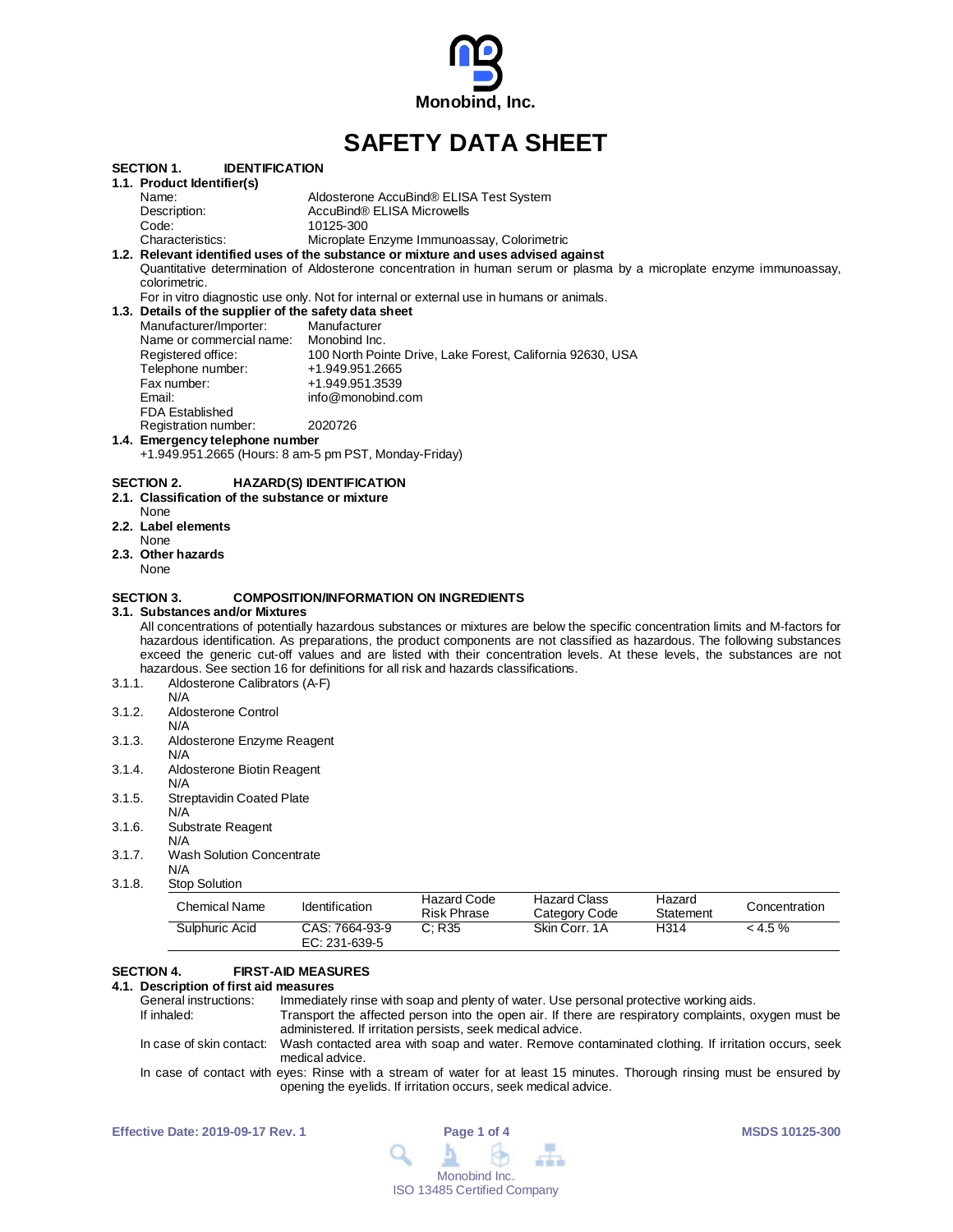Monobind, Inc.

# SAFETY DATA SHEET

## SECTION 1. IDENTIFICATION

**1.1. Product Identifier(s)**

Name: Aldosterone AccuBind® ELISA Test System
Description: AccuBind® ELISA Microwells
Code: 10125-300
Characteristics: Microplate Enzyme Immunoassay, Colorimetric

**1.2. Relevant identified uses of the substance or mixture and uses advised against**

Quantitative determination of Aldosterone concentration in human serum or plasma by a microplate enzyme immunoassay, colorimetric.

For in vitro diagnostic use only. Not for internal or external use in humans or animals.

**1.3. Details of the supplier of the safety data sheet**

Manufacturer/Importer: Manufacturer
Name or commercial name: Monobind Inc.
Registered office: 100 North Pointe Drive, Lake Forest, California 92630, USA
Telephone number: +1.949.951.2665
Fax number: +1.949.951.3539
Email: info@monobind.com
FDA Established
Registration number: 2020726

**1.4. Emergency telephone number**

+1.949.951.2665 (Hours: 8 am-5 pm PST, Monday-Friday)

## SECTION 2. HAZARD(S) IDENTIFICATION

**2.1. Classification of the substance or mixture**

None

**2.2. Label elements**

None

**2.3. Other hazards**

None

## SECTION 3. COMPOSITION/INFORMATION ON INGREDIENTS

**3.1. Substances and/or Mixtures**

All concentrations of potentially hazardous substances or mixtures are below the specific concentration limits and M-factors for hazardous identification. As preparations, the product components are not classified as hazardous. The following substances exceed the generic cut-off values and are listed with their concentration levels. At these levels, the substances are not hazardous. See section 16 for definitions for all risk and hazards classifications.

3.1.1. Aldosterone Calibrators (A-F)
N/A

3.1.2. Aldosterone Control
N/A

3.1.3. Aldosterone Enzyme Reagent
N/A

3.1.4. Aldosterone Biotin Reagent
N/A

3.1.5. Streptavidin Coated Plate
N/A

3.1.6. Substrate Reagent
N/A

3.1.7. Wash Solution Concentrate
N/A

3.1.8. Stop Solution

| Chemical Name | Identification | Hazard Code Risk Phrase | Hazard Class Category Code | Hazard Statement | Concentration |
|---|---|---|---|---|---|
| Sulphuric Acid | CAS: 7664-93-9 EC: 231-639-5 | C; R35 | Skin Corr. 1A | H314 | < 4.5 % |

## SECTION 4. FIRST-AID MEASURES

**4.1. Description of first aid measures**

General instructions: Immediately rinse with soap and plenty of water. Use personal protective working aids.

If inhaled: Transport the affected person into the open air. If there are respiratory complaints, oxygen must be administered. If irritation persists, seek medical advice.

In case of skin contact: Wash contacted area with soap and water. Remove contaminated clothing. If irritation occurs, seek medical advice.

In case of contact with eyes: Rinse with a stream of water for at least 15 minutes. Thorough rinsing must be ensured by opening the eyelids. If irritation occurs, seek medical advice.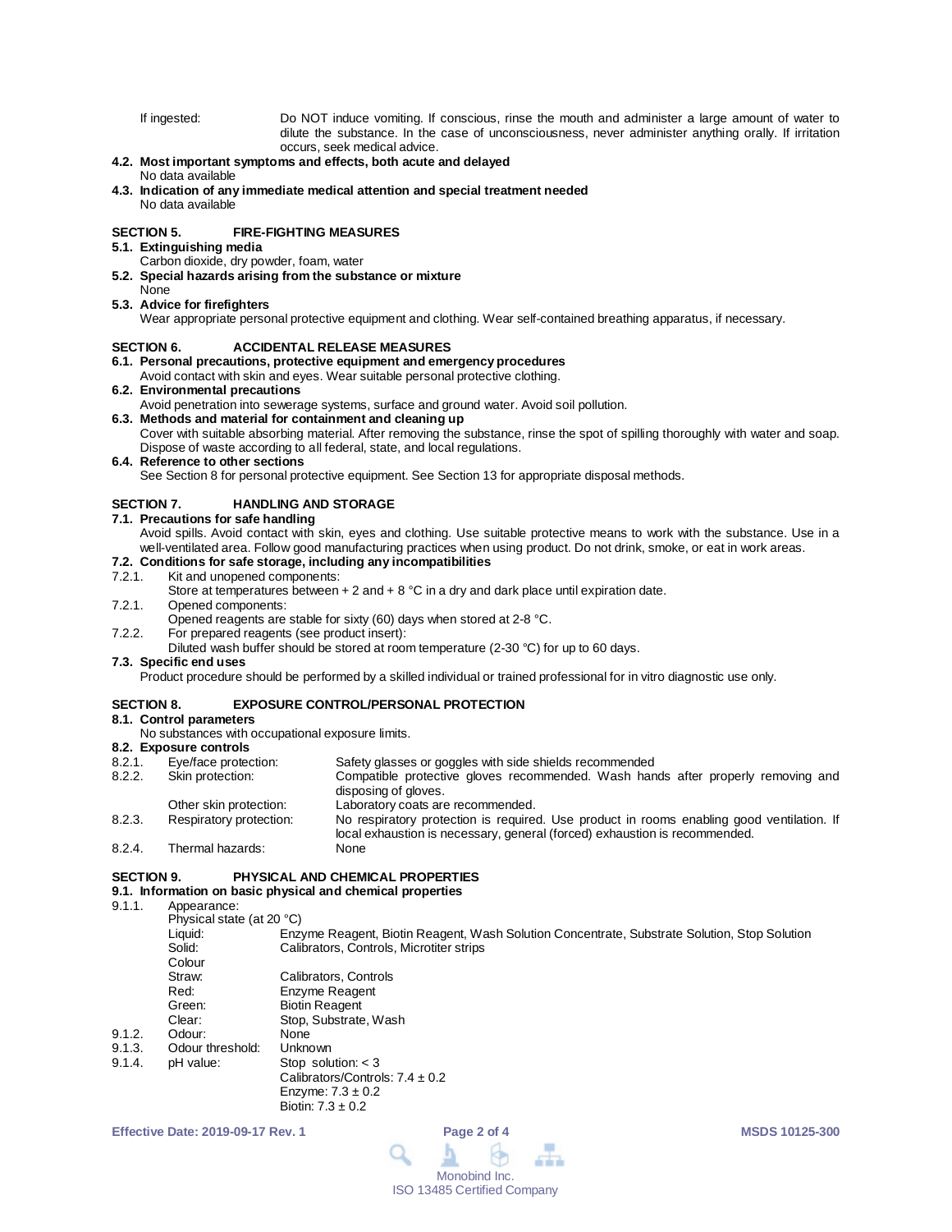If ingested: Do NOT induce vomiting. If conscious, rinse the mouth and administer a large amount of water to dilute the substance. In the case of unconsciousness, never administer anything orally. If irritation occurs, seek medical advice.

**4.2. Most important symptoms and effects, both acute and delayed**
No data available

**4.3. Indication of any immediate medical attention and special treatment needed**
No data available

## SECTION 5. FIRE-FIGHTING MEASURES

**5.1. Extinguishing media**
Carbon dioxide, dry powder, foam, water

**5.2. Special hazards arising from the substance or mixture**
None

**5.3. Advice for firefighters**
Wear appropriate personal protective equipment and clothing. Wear self-contained breathing apparatus, if necessary.

## SECTION 6. ACCIDENTAL RELEASE MEASURES

**6.1. Personal precautions, protective equipment and emergency procedures**
Avoid contact with skin and eyes. Wear suitable personal protective clothing.

**6.2. Environmental precautions**
Avoid penetration into sewerage systems, surface and ground water. Avoid soil pollution.

**6.3. Methods and material for containment and cleaning up**
Cover with suitable absorbing material. After removing the substance, rinse the spot of spilling thoroughly with water and soap. Dispose of waste according to all federal, state, and local regulations.

**6.4. Reference to other sections**
See Section 8 for personal protective equipment. See Section 13 for appropriate disposal methods.

## SECTION 7. HANDLING AND STORAGE

**7.1. Precautions for safe handling**
Avoid spills. Avoid contact with skin, eyes and clothing. Use suitable protective means to work with the substance. Use in a well-ventilated area. Follow good manufacturing practices when using product. Do not drink, smoke, or eat in work areas.

**7.2. Conditions for safe storage, including any incompatibilities**

7.2.1. Kit and unopened components:
Store at temperatures between + 2 and + 8 °C in a dry and dark place until expiration date.

7.2.1. Opened components:
Opened reagents are stable for sixty (60) days when stored at 2-8 °C.

7.2.2. For prepared reagents (see product insert):
Diluted wash buffer should be stored at room temperature (2-30 °C) for up to 60 days.

**7.3. Specific end uses**
Product procedure should be performed by a skilled individual or trained professional for in vitro diagnostic use only.

## SECTION 8. EXPOSURE CONTROL/PERSONAL PROTECTION

**8.1. Control parameters**
No substances with occupational exposure limits.

**8.2. Exposure controls**

8.2.1. Eye/face protection: Safety glasses or goggles with side shields recommended

8.2.2. Skin protection: Compatible protective gloves recommended. Wash hands after properly removing and disposing of gloves.

Other skin protection: Laboratory coats are recommended.

8.2.3. Respiratory protection: No respiratory protection is required. Use product in rooms enabling good ventilation. If local exhaustion is necessary, general (forced) exhaustion is recommended.

8.2.4. Thermal hazards: None

## SECTION 9. PHYSICAL AND CHEMICAL PROPERTIES

**9.1. Information on basic physical and chemical properties**

9.1.1. Appearance:

Physical state (at 20 °C)

- Liquid: Enzyme Reagent, Biotin Reagent, Wash Solution Concentrate, Substrate Solution, Stop Solution
- Solid: Calibrators, Controls, Microtiter strips

Colour

- Straw: Calibrators, Controls
- Red: Enzyme Reagent
- Green: Biotin Reagent
- Clear: Stop, Substrate, Wash

9.1.2. Odour: None

9.1.3. Odour threshold: Unknown

9.1.4. pH value:
Stop solution: < 3
Calibrators/Controls: 7.4 ± 0.2
Enzyme: 7.3 ± 0.2
Biotin: 7.3 ± 0.2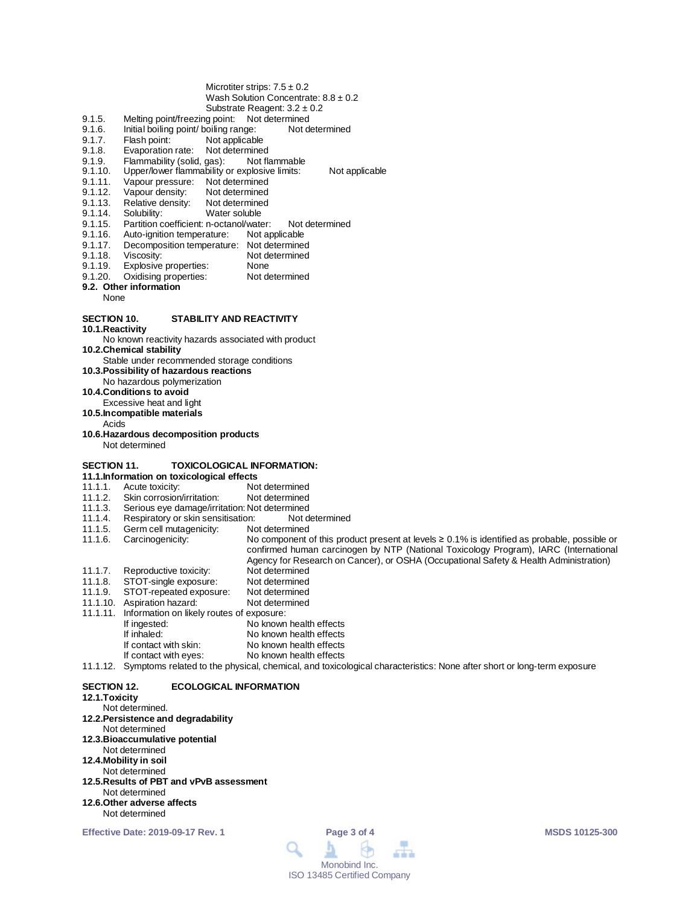Microtiter strips: 7.5 ± 0.2
Wash Solution Concentrate: 8.8 ± 0.2
Substrate Reagent: 3.2 ± 0.2

9.1.5. Melting point/freezing point: Not determined
9.1.6. Initial boiling point/ boiling range: Not determined
9.1.7. Flash point: Not applicable
9.1.8. Evaporation rate: Not determined
9.1.9. Flammability (solid, gas): Not flammable
9.1.10. Upper/lower flammability or explosive limits: Not applicable
9.1.11. Vapour pressure: Not determined
9.1.12. Vapour density: Not determined
9.1.13. Relative density: Not determined
9.1.14. Solubility: Water soluble
9.1.15. Partition coefficient: n-octanol/water: Not determined
9.1.16. Auto-ignition temperature: Not applicable
9.1.17. Decomposition temperature: Not determined
9.1.18. Viscosity: Not determined
9.1.19. Explosive properties: None
9.1.20. Oxidising properties: Not determined

**9.2. Other information**

None

## SECTION 10. STABILITY AND REACTIVITY

**10.1.Reactivity**

No known reactivity hazards associated with product

**10.2.Chemical stability**

Stable under recommended storage conditions

**10.3.Possibility of hazardous reactions**

No hazardous polymerization

**10.4.Conditions to avoid**

Excessive heat and light

**10.5.Incompatible materials**

Acids

**10.6.Hazardous decomposition products**

Not determined

## SECTION 11. TOXICOLOGICAL INFORMATION:

**11.1.Information on toxicological effects**

11.1.1. Acute toxicity: Not determined
11.1.2. Skin corrosion/irritation: Not determined
11.1.3. Serious eye damage/irritation: Not determined
11.1.4. Respiratory or skin sensitisation: Not determined
11.1.5. Germ cell mutagenicity: Not determined
11.1.6. Carcinogenicity: No component of this product present at levels ≥ 0.1% is identified as probable, possible or confirmed human carcinogen by NTP (National Toxicology Program), IARC (International Agency for Research on Cancer), or OSHA (Occupational Safety & Health Administration)
11.1.7. Reproductive toxicity: Not determined
11.1.8. STOT-single exposure: Not determined
11.1.9. STOT-repeated exposure: Not determined
11.1.10. Aspiration hazard: Not determined
11.1.11. Information on likely routes of exposure:
- If ingested: No known health effects
- If inhaled: No known health effects
- If contact with skin: No known health effects
- If contact with eyes: No known health effects

11.1.12. Symptoms related to the physical, chemical, and toxicological characteristics: None after short or long-term exposure

## SECTION 12. ECOLOGICAL INFORMATION

**12.1.Toxicity**

Not determined.

**12.2.Persistence and degradability**

Not determined

**12.3.Bioaccumulative potential**

Not determined

**12.4.Mobility in soil**

Not determined

**12.5.Results of PBT and vPvB assessment**

Not determined

**12.6.Other adverse affects**

Not determined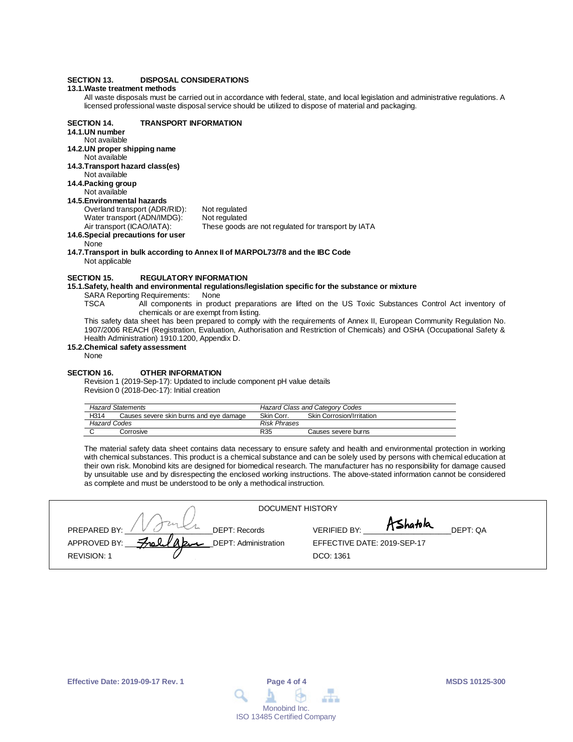## SECTION 13. DISPOSAL CONSIDERATIONS

**13.1.Waste treatment methods**

All waste disposals must be carried out in accordance with federal, state, and local legislation and administrative regulations. A licensed professional waste disposal service should be utilized to dispose of material and packaging.

## SECTION 14. TRANSPORT INFORMATION

**14.1.UN number**

Not available

**14.2.UN proper shipping name**

Not available

**14.3.Transport hazard class(es)**

Not available

**14.4.Packing group**

Not available

**14.5.Environmental hazards**

Overland transport (ADR/RID): Not regulated
Water transport (ADN/IMDG): Not regulated
Air transport (ICAO/IATA): These goods are not regulated for transport by IATA

**14.6.Special precautions for user**

None

**14.7.Transport in bulk according to Annex II of MARPOL73/78 and the IBC Code**

Not applicable

## SECTION 15. REGULATORY INFORMATION

**15.1.Safety, health and environmental regulations/legislation specific for the substance or mixture**

SARA Reporting Requirements: None

TSCA All components in product preparations are lifted on the US Toxic Substances Control Act inventory of chemicals or are exempt from listing.

This safety data sheet has been prepared to comply with the requirements of Annex II, European Community Regulation No. 1907/2006 REACH (Registration, Evaluation, Authorisation and Restriction of Chemicals) and OSHA (Occupational Safety & Health Administration) 1910.1200, Appendix D.

**15.2.Chemical safety assessment**

None

## SECTION 16. OTHER INFORMATION

Revision 1 (2019-Sep-17): Updated to include component pH value details
Revision 0 (2018-Dec-17): Initial creation

| *Hazard Statements* | | *Hazard Class and Category Codes* | |
|---|---|---|---|
| H314 | Causes severe skin burns and eye damage | Skin Corr. | Skin Corrosion/Irritation |
| *Hazard Codes* | | *Risk Phrases* | |
| C | Corrosive | R35 | Causes severe burns |

The material safety data sheet contains data necessary to ensure safety and health and environmental protection in working with chemical substances. This product is a chemical substance and can be solely used by persons with chemical education at their own risk. Monobind kits are designed for biomedical research. The manufacturer has no responsibility for damage caused by unsuitable use and by disrespecting the enclosed working instructions. The above-stated information cannot be considered as complete and must be understood to be only a methodical instruction.

| DOCUMENT HISTORY | | | |
|---|---|---|---|
| PREPARED BY: | DEPT: Records | VERIFIED BY: Ashatola | DEPT: QA |
| APPROVED BY: | DEPT: Administration | EFFECTIVE DATE: 2019-SEP-17 | |
| REVISION: 1 | | DCO: 1361 | |